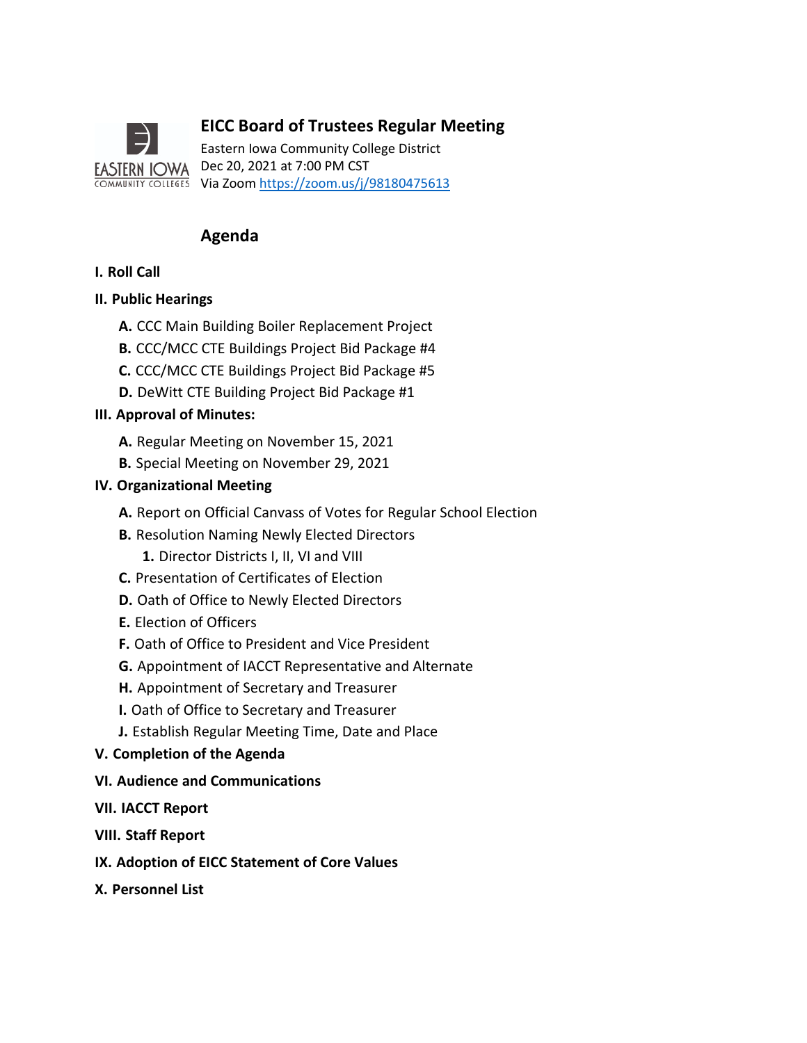# EICC Board of Trustees Regular Meeting

Eastern Iowa Community College District
Dec 20, 2021 at 7:00 PM CST
Via Zoom https://zoom.us/j/98180475613

## Agenda

**I. Roll Call**

**II. Public Hearings**

- **A.** CCC Main Building Boiler Replacement Project
- **B.** CCC/MCC CTE Buildings Project Bid Package #4
- **C.** CCC/MCC CTE Buildings Project Bid Package #5
- **D.** DeWitt CTE Building Project Bid Package #1

**III. Approval of Minutes:**

- **A.** Regular Meeting on November 15, 2021
- **B.** Special Meeting on November 29, 2021

**IV. Organizational Meeting**

- **A.** Report on Official Canvass of Votes for Regular School Election
- **B.** Resolution Naming Newly Elected Directors
  - **1.** Director Districts I, II, VI and VIII
- **C.** Presentation of Certificates of Election
- **D.** Oath of Office to Newly Elected Directors
- **E.** Election of Officers
- **F.** Oath of Office to President and Vice President
- **G.** Appointment of IACCT Representative and Alternate
- **H.** Appointment of Secretary and Treasurer
- **I.** Oath of Office to Secretary and Treasurer
- **J.** Establish Regular Meeting Time, Date and Place

**V. Completion of the Agenda**

**VI. Audience and Communications**

**VII. IACCT Report**

**VIII. Staff Report**

**IX. Adoption of EICC Statement of Core Values**

**X. Personnel List**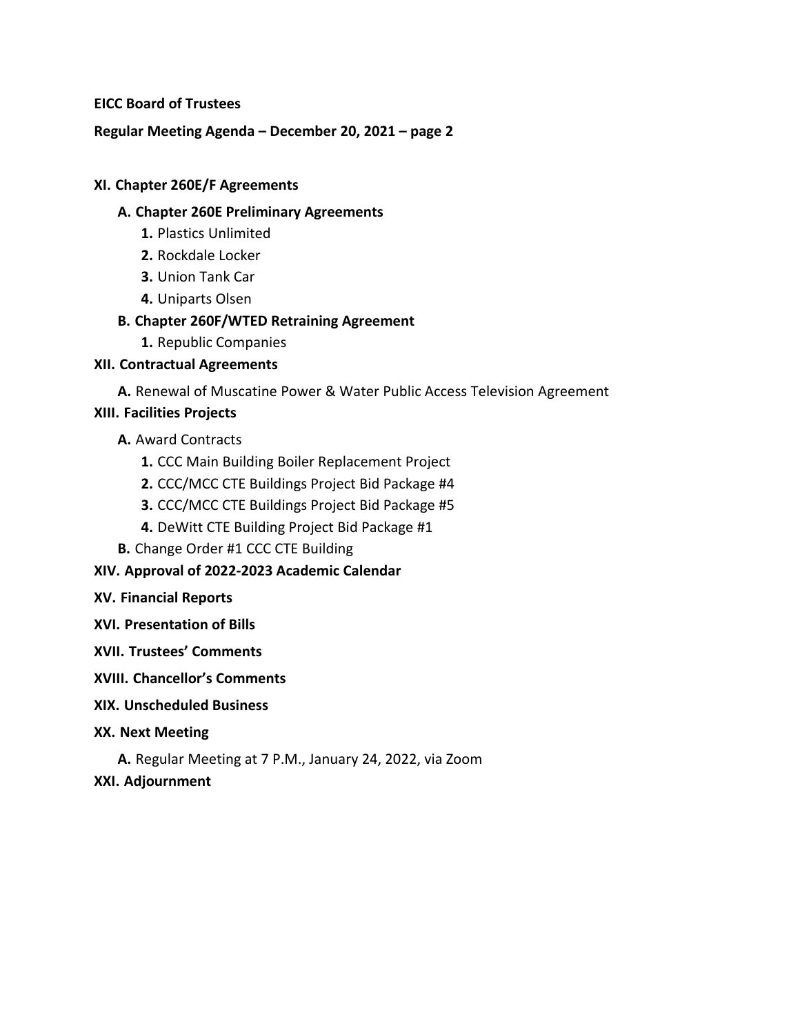**EICC Board of Trustees**

**Regular Meeting Agenda – December 20, 2021 – page 2**

**XI. Chapter 260E/F Agreements**

- **A. Chapter 260E Preliminary Agreements**
  - **1.** Plastics Unlimited
  - **2.** Rockdale Locker
  - **3.** Union Tank Car
  - **4.** Uniparts Olsen
- **B. Chapter 260F/WTED Retraining Agreement**
  - **1.** Republic Companies

**XII. Contractual Agreements**

- **A.** Renewal of Muscatine Power & Water Public Access Television Agreement

**XIII. Facilities Projects**

- **A.** Award Contracts
  - **1.** CCC Main Building Boiler Replacement Project
  - **2.** CCC/MCC CTE Buildings Project Bid Package #4
  - **3.** CCC/MCC CTE Buildings Project Bid Package #5
  - **4.** DeWitt CTE Building Project Bid Package #1
- **B.** Change Order #1 CCC CTE Building

**XIV. Approval of 2022-2023 Academic Calendar**

**XV. Financial Reports**

**XVI. Presentation of Bills**

**XVII. Trustees' Comments**

**XVIII. Chancellor's Comments**

**XIX. Unscheduled Business**

**XX. Next Meeting**

- **A.** Regular Meeting at 7 P.M., January 24, 2022, via Zoom

**XXI. Adjournment**